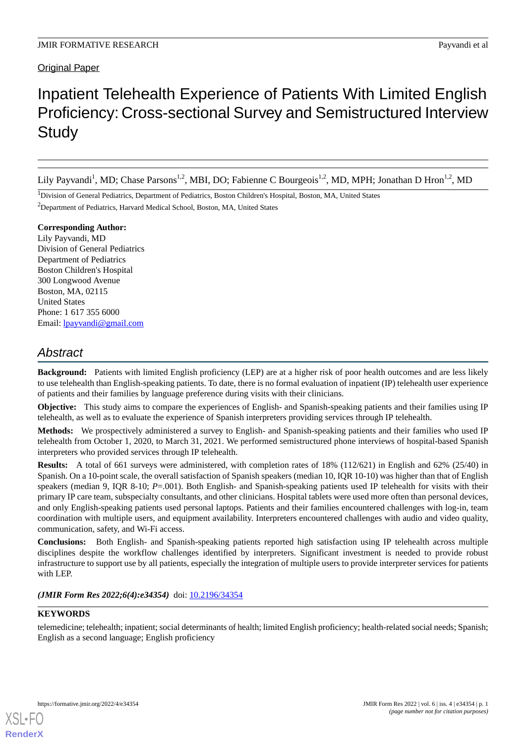Original Paper

# Inpatient Telehealth Experience of Patients With Limited English Proficiency: Cross-sectional Survey and Semistructured Interview Study

Lily Payvandi[1], MD; Chase Parsons[1,2], MBI, DO; Fabienne C Bourgeois[1,2], MD, MPH; Jonathan D Hron[1,2], MD

[1]Division of General Pediatrics, Department of Pediatrics, Boston Children's Hospital, Boston, MA, United States

[2]Department of Pediatrics, Harvard Medical School, Boston, MA, United States

**Corresponding Author:**
Lily Payvandi, MD
Division of General Pediatrics
Department of Pediatrics
Boston Children's Hospital
300 Longwood Avenue
Boston, MA, 02115
United States
Phone: 1 617 355 6000
Email: lpayvandi@gmail.com

## Abstract

**Background:** Patients with limited English proficiency (LEP) are at a higher risk of poor health outcomes and are less likely to use telehealth than English-speaking patients. To date, there is no formal evaluation of inpatient (IP) telehealth user experience of patients and their families by language preference during visits with their clinicians.

**Objective:** This study aims to compare the experiences of English- and Spanish-speaking patients and their families using IP telehealth, as well as to evaluate the experience of Spanish interpreters providing services through IP telehealth.

**Methods:** We prospectively administered a survey to English- and Spanish-speaking patients and their families who used IP telehealth from October 1, 2020, to March 31, 2021. We performed semistructured phone interviews of hospital-based Spanish interpreters who provided services through IP telehealth.

**Results:** A total of 661 surveys were administered, with completion rates of 18% (112/621) in English and 62% (25/40) in Spanish. On a 10-point scale, the overall satisfaction of Spanish speakers (median 10, IQR 10-10) was higher than that of English speakers (median 9, IQR 8-10; *P*=.001). Both English- and Spanish-speaking patients used IP telehealth for visits with their primary IP care team, subspecialty consultants, and other clinicians. Hospital tablets were used more often than personal devices, and only English-speaking patients used personal laptops. Patients and their families encountered challenges with log-in, team coordination with multiple users, and equipment availability. Interpreters encountered challenges with audio and video quality, communication, safety, and Wi-Fi access.

**Conclusions:** Both English- and Spanish-speaking patients reported high satisfaction using IP telehealth across multiple disciplines despite the workflow challenges identified by interpreters. Significant investment is needed to provide robust infrastructure to support use by all patients, especially the integration of multiple users to provide interpreter services for patients with LEP.

***(JMIR Form Res 2022;6(4):e34354)*** doi: 10.2196/34354

**KEYWORDS**

telemedicine; telehealth; inpatient; social determinants of health; limited English proficiency; health-related social needs; Spanish; English as a second language; English proficiency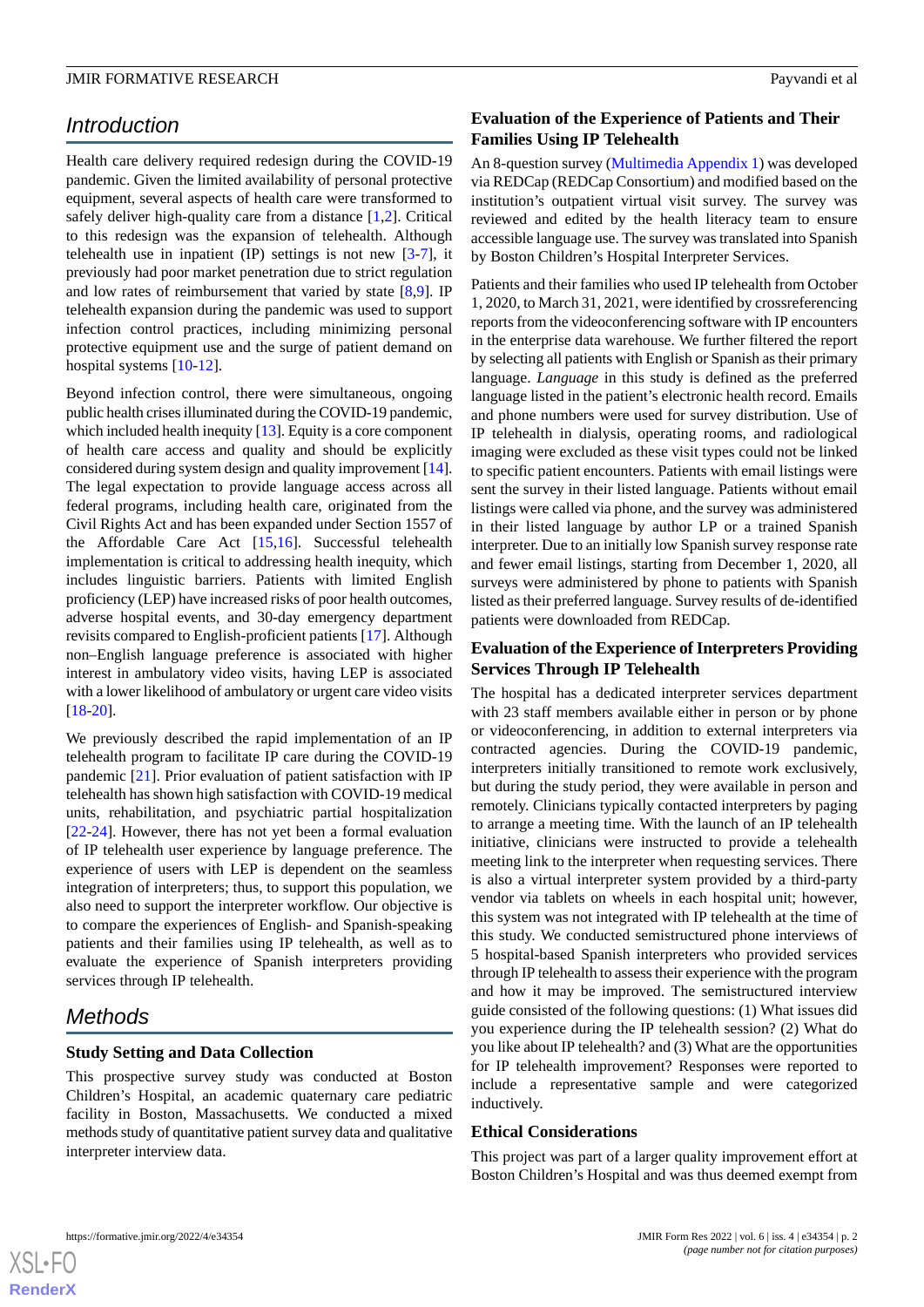## Introduction

Health care delivery required redesign during the COVID-19 pandemic. Given the limited availability of personal protective equipment, several aspects of health care were transformed to safely deliver high-quality care from a distance [1,2]. Critical to this redesign was the expansion of telehealth. Although telehealth use in inpatient (IP) settings is not new [3-7], it previously had poor market penetration due to strict regulation and low rates of reimbursement that varied by state [8,9]. IP telehealth expansion during the pandemic was used to support infection control practices, including minimizing personal protective equipment use and the surge of patient demand on hospital systems [10-12].

Beyond infection control, there were simultaneous, ongoing public health crises illuminated during the COVID-19 pandemic, which included health inequity [13]. Equity is a core component of health care access and quality and should be explicitly considered during system design and quality improvement [14]. The legal expectation to provide language access across all federal programs, including health care, originated from the Civil Rights Act and has been expanded under Section 1557 of the Affordable Care Act [15,16]. Successful telehealth implementation is critical to addressing health inequity, which includes linguistic barriers. Patients with limited English proficiency (LEP) have increased risks of poor health outcomes, adverse hospital events, and 30-day emergency department revisits compared to English-proficient patients [17]. Although non–English language preference is associated with higher interest in ambulatory video visits, having LEP is associated with a lower likelihood of ambulatory or urgent care video visits [18-20].

We previously described the rapid implementation of an IP telehealth program to facilitate IP care during the COVID-19 pandemic [21]. Prior evaluation of patient satisfaction with IP telehealth has shown high satisfaction with COVID-19 medical units, rehabilitation, and psychiatric partial hospitalization [22-24]. However, there has not yet been a formal evaluation of IP telehealth user experience by language preference. The experience of users with LEP is dependent on the seamless integration of interpreters; thus, to support this population, we also need to support the interpreter workflow. Our objective is to compare the experiences of English- and Spanish-speaking patients and their families using IP telehealth, as well as to evaluate the experience of Spanish interpreters providing services through IP telehealth.

## Methods

### Study Setting and Data Collection

This prospective survey study was conducted at Boston Children's Hospital, an academic quaternary care pediatric facility in Boston, Massachusetts. We conducted a mixed methods study of quantitative patient survey data and qualitative interpreter interview data.

### Evaluation of the Experience of Patients and Their Families Using IP Telehealth

An 8-question survey (Multimedia Appendix 1) was developed via REDCap (REDCap Consortium) and modified based on the institution's outpatient virtual visit survey. The survey was reviewed and edited by the health literacy team to ensure accessible language use. The survey was translated into Spanish by Boston Children's Hospital Interpreter Services.

Patients and their families who used IP telehealth from October 1, 2020, to March 31, 2021, were identified by crossreferencing reports from the videoconferencing software with IP encounters in the enterprise data warehouse. We further filtered the report by selecting all patients with English or Spanish as their primary language. *Language* in this study is defined as the preferred language listed in the patient's electronic health record. Emails and phone numbers were used for survey distribution. Use of IP telehealth in dialysis, operating rooms, and radiological imaging were excluded as these visit types could not be linked to specific patient encounters. Patients with email listings were sent the survey in their listed language. Patients without email listings were called via phone, and the survey was administered in their listed language by author LP or a trained Spanish interpreter. Due to an initially low Spanish survey response rate and fewer email listings, starting from December 1, 2020, all surveys were administered by phone to patients with Spanish listed as their preferred language. Survey results of de-identified patients were downloaded from REDCap.

### Evaluation of the Experience of Interpreters Providing Services Through IP Telehealth

The hospital has a dedicated interpreter services department with 23 staff members available either in person or by phone or videoconferencing, in addition to external interpreters via contracted agencies. During the COVID-19 pandemic, interpreters initially transitioned to remote work exclusively, but during the study period, they were available in person and remotely. Clinicians typically contacted interpreters by paging to arrange a meeting time. With the launch of an IP telehealth initiative, clinicians were instructed to provide a telehealth meeting link to the interpreter when requesting services. There is also a virtual interpreter system provided by a third-party vendor via tablets on wheels in each hospital unit; however, this system was not integrated with IP telehealth at the time of this study. We conducted semistructured phone interviews of 5 hospital-based Spanish interpreters who provided services through IP telehealth to assess their experience with the program and how it may be improved. The semistructured interview guide consisted of the following questions: (1) What issues did you experience during the IP telehealth session? (2) What do you like about IP telehealth? and (3) What are the opportunities for IP telehealth improvement? Responses were reported to include a representative sample and were categorized inductively.

### Ethical Considerations

This project was part of a larger quality improvement effort at Boston Children's Hospital and was thus deemed exempt from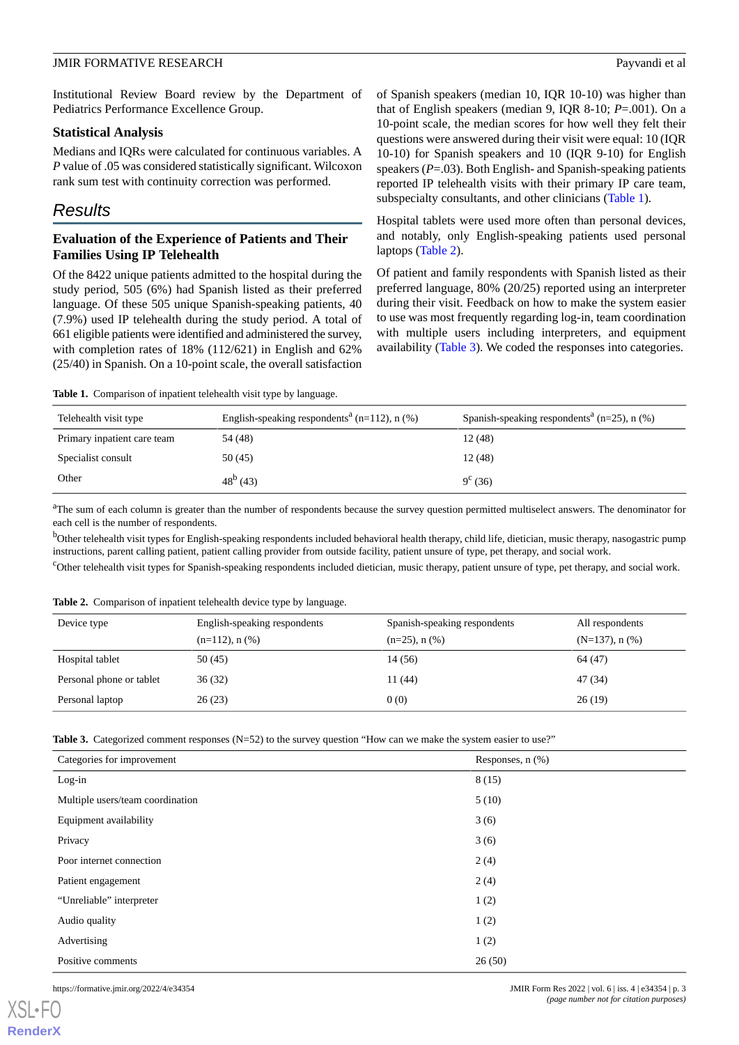Institutional Review Board review by the Department of Pediatrics Performance Excellence Group.

### Statistical Analysis

Medians and IQRs were calculated for continuous variables. A *P* value of .05 was considered statistically significant. Wilcoxon rank sum test with continuity correction was performed.

## Results

### Evaluation of the Experience of Patients and Their Families Using IP Telehealth

Of the 8422 unique patients admitted to the hospital during the study period, 505 (6%) had Spanish listed as their preferred language. Of these 505 unique Spanish-speaking patients, 40 (7.9%) used IP telehealth during the study period. A total of 661 eligible patients were identified and administered the survey, with completion rates of 18% (112/621) in English and 62% (25/40) in Spanish. On a 10-point scale, the overall satisfaction of Spanish speakers (median 10, IQR 10-10) was higher than that of English speakers (median 9, IQR 8-10; *P*=.001). On a 10-point scale, the median scores for how well they felt their questions were answered during their visit were equal: 10 (IQR 10-10) for Spanish speakers and 10 (IQR 9-10) for English speakers (*P*=.03). Both English- and Spanish-speaking patients reported IP telehealth visits with their primary IP care team, subspecialty consultants, and other clinicians (Table 1).

Hospital tablets were used more often than personal devices, and notably, only English-speaking patients used personal laptops (Table 2).

Of patient and family respondents with Spanish listed as their preferred language, 80% (20/25) reported using an interpreter during their visit. Feedback on how to make the system easier to use was most frequently regarding log-in, team coordination with multiple users including interpreters, and equipment availability (Table 3). We coded the responses into categories.

**Table 1.** Comparison of inpatient telehealth visit type by language.

| Telehealth visit type | English-speaking respondents[a] (n=112), n (%) | Spanish-speaking respondents[a] (n=25), n (%) |
|---|---|---|
| Primary inpatient care team | 54 (48) | 12 (48) |
| Specialist consult | 50 (45) | 12 (48) |
| Other | 48[b] (43) | 9[c] (36) |

[a]The sum of each column is greater than the number of respondents because the survey question permitted multiselect answers. The denominator for each cell is the number of respondents.

[b]Other telehealth visit types for English-speaking respondents included behavioral health therapy, child life, dietician, music therapy, nasogastric pump instructions, parent calling patient, patient calling provider from outside facility, patient unsure of type, pet therapy, and social work.

[c]Other telehealth visit types for Spanish-speaking respondents included dietician, music therapy, patient unsure of type, pet therapy, and social work.

**Table 2.** Comparison of inpatient telehealth device type by language.

| Device type | English-speaking respondents (n=112), n (%) | Spanish-speaking respondents (n=25), n (%) | All respondents (N=137), n (%) |
|---|---|---|---|
| Hospital tablet | 50 (45) | 14 (56) | 64 (47) |
| Personal phone or tablet | 36 (32) | 11 (44) | 47 (34) |
| Personal laptop | 26 (23) | 0 (0) | 26 (19) |

**Table 3.** Categorized comment responses (N=52) to the survey question "How can we make the system easier to use?"

| Categories for improvement | Responses, n (%) |
|---|---|
| Log-in | 8 (15) |
| Multiple users/team coordination | 5 (10) |
| Equipment availability | 3 (6) |
| Privacy | 3 (6) |
| Poor internet connection | 2 (4) |
| Patient engagement | 2 (4) |
| "Unreliable" interpreter | 1 (2) |
| Audio quality | 1 (2) |
| Advertising | 1 (2) |
| Positive comments | 26 (50) |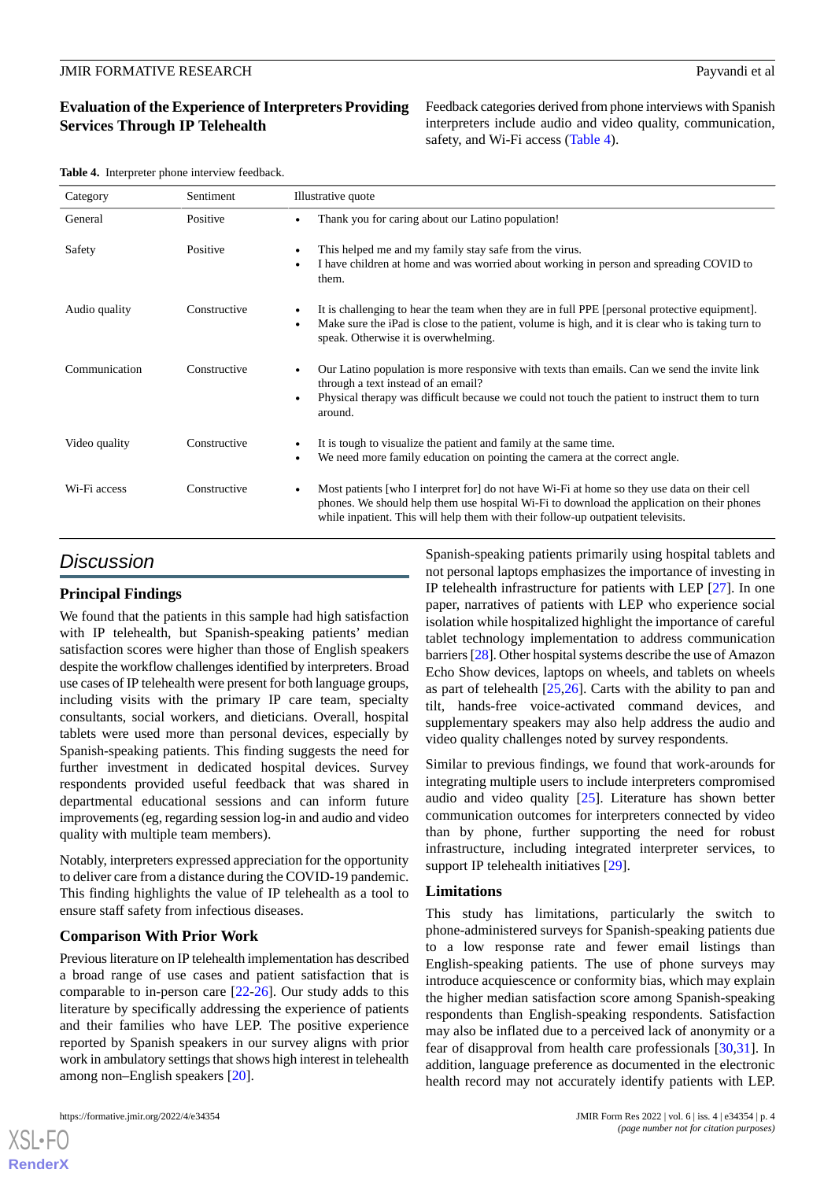### Evaluation of the Experience of Interpreters Providing Services Through IP Telehealth

Feedback categories derived from phone interviews with Spanish interpreters include audio and video quality, communication, safety, and Wi-Fi access (Table 4).

**Table 4.** Interpreter phone interview feedback.

| Category | Sentiment | Illustrative quote |
|---|---|---|
| General | Positive | • Thank you for caring about our Latino population! |
| Safety | Positive | • This helped me and my family stay safe from the virus. • I have children at home and was worried about working in person and spreading COVID to them. |
| Audio quality | Constructive | • It is challenging to hear the team when they are in full PPE [personal protective equipment]. • Make sure the iPad is close to the patient, volume is high, and it is clear who is taking turn to speak. Otherwise it is overwhelming. |
| Communication | Constructive | • Our Latino population is more responsive with texts than emails. Can we send the invite link through a text instead of an email? • Physical therapy was difficult because we could not touch the patient to instruct them to turn around. |
| Video quality | Constructive | • It is tough to visualize the patient and family at the same time. • We need more family education on pointing the camera at the correct angle. |
| Wi-Fi access | Constructive | • Most patients [who I interpret for] do not have Wi-Fi at home so they use data on their cell phones. We should help them use hospital Wi-Fi to download the application on their phones while inpatient. This will help them with their follow-up outpatient televisits. |

## Discussion

### Principal Findings

We found that the patients in this sample had high satisfaction with IP telehealth, but Spanish-speaking patients' median satisfaction scores were higher than those of English speakers despite the workflow challenges identified by interpreters. Broad use cases of IP telehealth were present for both language groups, including visits with the primary IP care team, specialty consultants, social workers, and dieticians. Overall, hospital tablets were used more than personal devices, especially by Spanish-speaking patients. This finding suggests the need for further investment in dedicated hospital devices. Survey respondents provided useful feedback that was shared in departmental educational sessions and can inform future improvements (eg, regarding session log-in and audio and video quality with multiple team members).

Notably, interpreters expressed appreciation for the opportunity to deliver care from a distance during the COVID-19 pandemic. This finding highlights the value of IP telehealth as a tool to ensure staff safety from infectious diseases.

### Comparison With Prior Work

Previous literature on IP telehealth implementation has described a broad range of use cases and patient satisfaction that is comparable to in-person care [22-26]. Our study adds to this literature by specifically addressing the experience of patients and their families who have LEP. The positive experience reported by Spanish speakers in our survey aligns with prior work in ambulatory settings that shows high interest in telehealth among non–English speakers [20].

Spanish-speaking patients primarily using hospital tablets and not personal laptops emphasizes the importance of investing in IP telehealth infrastructure for patients with LEP [27]. In one paper, narratives of patients with LEP who experience social isolation while hospitalized highlight the importance of careful tablet technology implementation to address communication barriers [28]. Other hospital systems describe the use of Amazon Echo Show devices, laptops on wheels, and tablets on wheels as part of telehealth [25,26]. Carts with the ability to pan and tilt, hands-free voice-activated command devices, and supplementary speakers may also help address the audio and video quality challenges noted by survey respondents.

Similar to previous findings, we found that work-arounds for integrating multiple users to include interpreters compromised audio and video quality [25]. Literature has shown better communication outcomes for interpreters connected by video than by phone, further supporting the need for robust infrastructure, including integrated interpreter services, to support IP telehealth initiatives [29].

### Limitations

This study has limitations, particularly the switch to phone-administered surveys for Spanish-speaking patients due to a low response rate and fewer email listings than English-speaking patients. The use of phone surveys may introduce acquiescence or conformity bias, which may explain the higher median satisfaction score among Spanish-speaking respondents than English-speaking respondents. Satisfaction may also be inflated due to a perceived lack of anonymity or a fear of disapproval from health care professionals [30,31]. In addition, language preference as documented in the electronic health record may not accurately identify patients with LEP.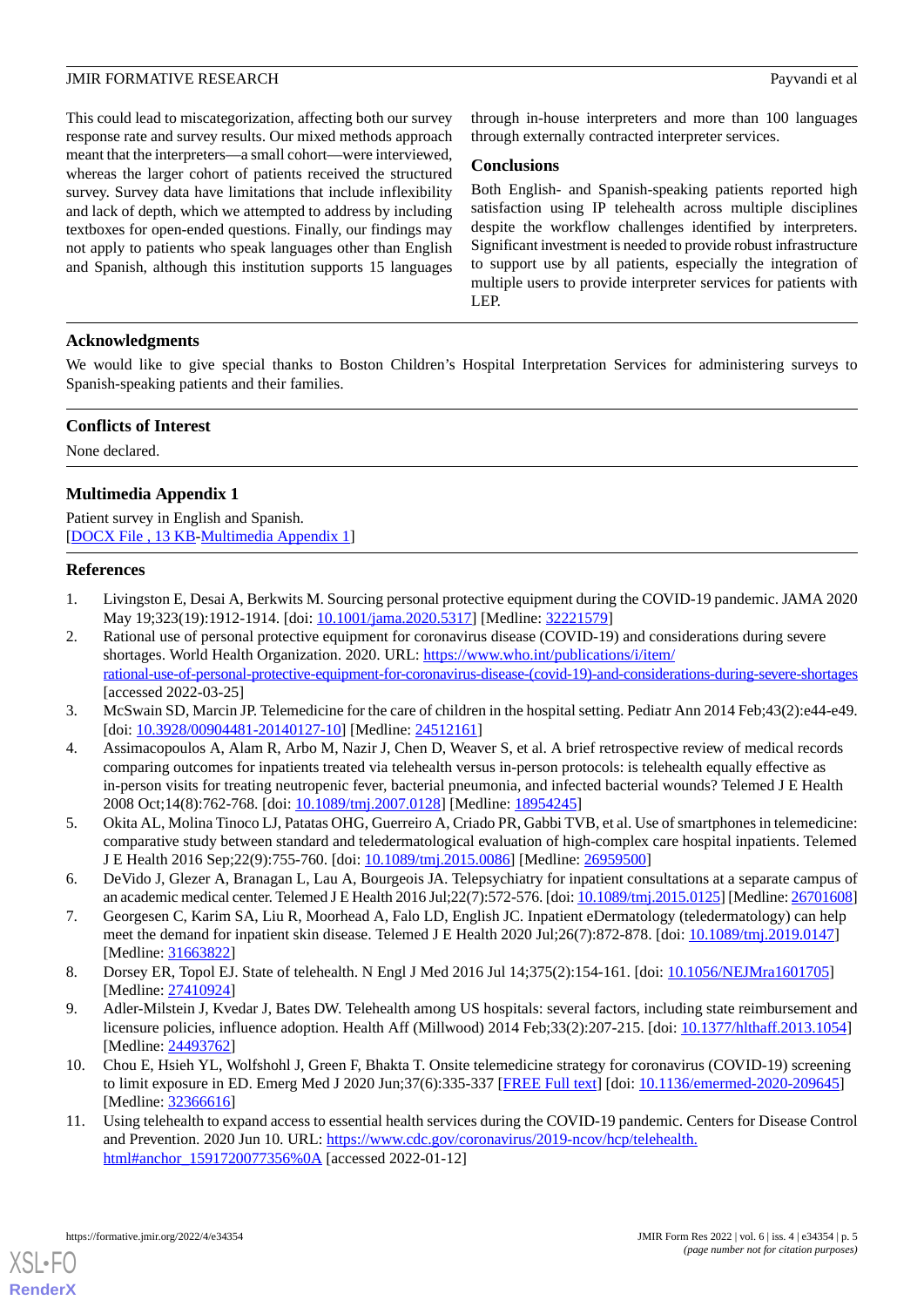This could lead to miscategorization, affecting both our survey response rate and survey results. Our mixed methods approach meant that the interpreters—a small cohort—were interviewed, whereas the larger cohort of patients received the structured survey. Survey data have limitations that include inflexibility and lack of depth, which we attempted to address by including textboxes for open-ended questions. Finally, our findings may not apply to patients who speak languages other than English and Spanish, although this institution supports 15 languages through in-house interpreters and more than 100 languages through externally contracted interpreter services.

### Conclusions

Both English- and Spanish-speaking patients reported high satisfaction using IP telehealth across multiple disciplines despite the workflow challenges identified by interpreters. Significant investment is needed to provide robust infrastructure to support use by all patients, especially the integration of multiple users to provide interpreter services for patients with LEP.

## Acknowledgments

We would like to give special thanks to Boston Children's Hospital Interpretation Services for administering surveys to Spanish-speaking patients and their families.

## Conflicts of Interest

None declared.

## Multimedia Appendix 1

Patient survey in English and Spanish.
[DOCX File , 13 KB-Multimedia Appendix 1]

## References

1. Livingston E, Desai A, Berkwits M. Sourcing personal protective equipment during the COVID-19 pandemic. JAMA 2020 May 19;323(19):1912-1914. [doi: 10.1001/jama.2020.5317] [Medline: 32221579]
2. Rational use of personal protective equipment for coronavirus disease (COVID-19) and considerations during severe shortages. World Health Organization. 2020. URL: https://www.who.int/publications/i/item/rational-use-of-personal-protective-equipment-for-coronavirus-disease-(covid-19)-and-considerations-during-severe-shortages [accessed 2022-03-25]
3. McSwain SD, Marcin JP. Telemedicine for the care of children in the hospital setting. Pediatr Ann 2014 Feb;43(2):e44-e49. [doi: 10.3928/00904481-20140127-10] [Medline: 24512161]
4. Assimacopoulos A, Alam R, Arbo M, Nazir J, Chen D, Weaver S, et al. A brief retrospective review of medical records comparing outcomes for inpatients treated via telehealth versus in-person protocols: is telehealth equally effective as in-person visits for treating neutropenic fever, bacterial pneumonia, and infected bacterial wounds? Telemed J E Health 2008 Oct;14(8):762-768. [doi: 10.1089/tmj.2007.0128] [Medline: 18954245]
5. Okita AL, Molina Tinoco LJ, Patatas OHG, Guerreiro A, Criado PR, Gabbi TVB, et al. Use of smartphones in telemedicine: comparative study between standard and teledermatological evaluation of high-complex care hospital inpatients. Telemed J E Health 2016 Sep;22(9):755-760. [doi: 10.1089/tmj.2015.0086] [Medline: 26959500]
6. DeVido J, Glezer A, Branagan L, Lau A, Bourgeois JA. Telepsychiatry for inpatient consultations at a separate campus of an academic medical center. Telemed J E Health 2016 Jul;22(7):572-576. [doi: 10.1089/tmj.2015.0125] [Medline: 26701608]
7. Georgesen C, Karim SA, Liu R, Moorhead A, Falo LD, English JC. Inpatient eDermatology (teledermatology) can help meet the demand for inpatient skin disease. Telemed J E Health 2020 Jul;26(7):872-878. [doi: 10.1089/tmj.2019.0147] [Medline: 31663822]
8. Dorsey ER, Topol EJ. State of telehealth. N Engl J Med 2016 Jul 14;375(2):154-161. [doi: 10.1056/NEJMra1601705] [Medline: 27410924]
9. Adler-Milstein J, Kvedar J, Bates DW. Telehealth among US hospitals: several factors, including state reimbursement and licensure policies, influence adoption. Health Aff (Millwood) 2014 Feb;33(2):207-215. [doi: 10.1377/hlthaff.2013.1054] [Medline: 24493762]
10. Chou E, Hsieh YL, Wolfshohl J, Green F, Bhakta T. Onsite telemedicine strategy for coronavirus (COVID-19) screening to limit exposure in ED. Emerg Med J 2020 Jun;37(6):335-337 [FREE Full text] [doi: 10.1136/emermed-2020-209645] [Medline: 32366616]
11. Using telehealth to expand access to essential health services during the COVID-19 pandemic. Centers for Disease Control and Prevention. 2020 Jun 10. URL: https://www.cdc.gov/coronavirus/2019-ncov/hcp/telehealth.html#anchor_1591720077356%0A [accessed 2022-01-12]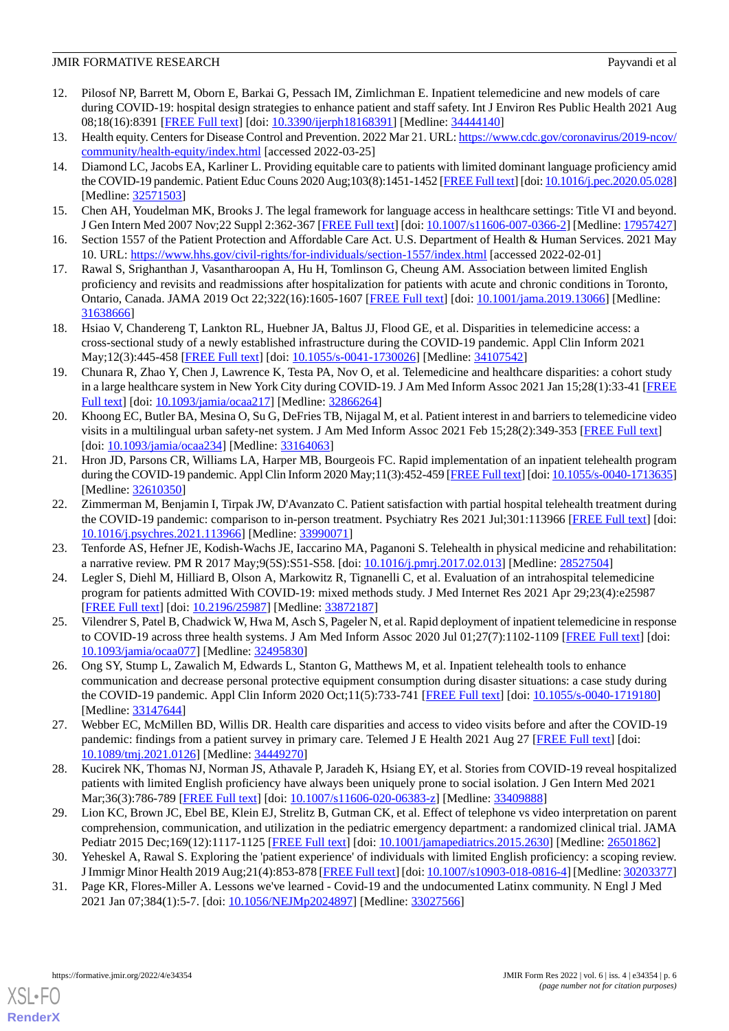12. Pilosof NP, Barrett M, Oborn E, Barkai G, Pessach IM, Zimlichman E. Inpatient telemedicine and new models of care during COVID-19: hospital design strategies to enhance patient and staff safety. Int J Environ Res Public Health 2021 Aug 08;18(16):8391 [FREE Full text] [doi: 10.3390/ijerph18168391] [Medline: 34444140]
13. Health equity. Centers for Disease Control and Prevention. 2022 Mar 21. URL: https://www.cdc.gov/coronavirus/2019-ncov/community/health-equity/index.html [accessed 2022-03-25]
14. Diamond LC, Jacobs EA, Karliner L. Providing equitable care to patients with limited dominant language proficiency amid the COVID-19 pandemic. Patient Educ Couns 2020 Aug;103(8):1451-1452 [FREE Full text] [doi: 10.1016/j.pec.2020.05.028] [Medline: 32571503]
15. Chen AH, Youdelman MK, Brooks J. The legal framework for language access in healthcare settings: Title VI and beyond. J Gen Intern Med 2007 Nov;22 Suppl 2:362-367 [FREE Full text] [doi: 10.1007/s11606-007-0366-2] [Medline: 17957427]
16. Section 1557 of the Patient Protection and Affordable Care Act. U.S. Department of Health & Human Services. 2021 May 10. URL: https://www.hhs.gov/civil-rights/for-individuals/section-1557/index.html [accessed 2022-02-01]
17. Rawal S, Srighanthan J, Vasantharoopan A, Hu H, Tomlinson G, Cheung AM. Association between limited English proficiency and revisits and readmissions after hospitalization for patients with acute and chronic conditions in Toronto, Ontario, Canada. JAMA 2019 Oct 22;322(16):1605-1607 [FREE Full text] [doi: 10.1001/jama.2019.13066] [Medline: 31638666]
18. Hsiao V, Chandereng T, Lankton RL, Huebner JA, Baltus JJ, Flood GE, et al. Disparities in telemedicine access: a cross-sectional study of a newly established infrastructure during the COVID-19 pandemic. Appl Clin Inform 2021 May;12(3):445-458 [FREE Full text] [doi: 10.1055/s-0041-1730026] [Medline: 34107542]
19. Chunara R, Zhao Y, Chen J, Lawrence K, Testa PA, Nov O, et al. Telemedicine and healthcare disparities: a cohort study in a large healthcare system in New York City during COVID-19. J Am Med Inform Assoc 2021 Jan 15;28(1):33-41 [FREE Full text] [doi: 10.1093/jamia/ocaa217] [Medline: 32866264]
20. Khoong EC, Butler BA, Mesina O, Su G, DeFries TB, Nijagal M, et al. Patient interest in and barriers to telemedicine video visits in a multilingual urban safety-net system. J Am Med Inform Assoc 2021 Feb 15;28(2):349-353 [FREE Full text] [doi: 10.1093/jamia/ocaa234] [Medline: 33164063]
21. Hron JD, Parsons CR, Williams LA, Harper MB, Bourgeois FC. Rapid implementation of an inpatient telehealth program during the COVID-19 pandemic. Appl Clin Inform 2020 May;11(3):452-459 [FREE Full text] [doi: 10.1055/s-0040-1713635] [Medline: 32610350]
22. Zimmerman M, Benjamin I, Tirpak JW, D'Avanzato C. Patient satisfaction with partial hospital telehealth treatment during the COVID-19 pandemic: comparison to in-person treatment. Psychiatry Res 2021 Jul;301:113966 [FREE Full text] [doi: 10.1016/j.psychres.2021.113966] [Medline: 33990071]
23. Tenforde AS, Hefner JE, Kodish-Wachs JE, Iaccarino MA, Paganoni S. Telehealth in physical medicine and rehabilitation: a narrative review. PM R 2017 May;9(5S):S51-S58. [doi: 10.1016/j.pmrj.2017.02.013] [Medline: 28527504]
24. Legler S, Diehl M, Hilliard B, Olson A, Markowitz R, Tignanelli C, et al. Evaluation of an intrahospital telemedicine program for patients admitted With COVID-19: mixed methods study. J Med Internet Res 2021 Apr 29;23(4):e25987 [FREE Full text] [doi: 10.2196/25987] [Medline: 33872187]
25. Vilendrer S, Patel B, Chadwick W, Hwa M, Asch S, Pageler N, et al. Rapid deployment of inpatient telemedicine in response to COVID-19 across three health systems. J Am Med Inform Assoc 2020 Jul 01;27(7):1102-1109 [FREE Full text] [doi: 10.1093/jamia/ocaa077] [Medline: 32495830]
26. Ong SY, Stump L, Zawalich M, Edwards L, Stanton G, Matthews M, et al. Inpatient telehealth tools to enhance communication and decrease personal protective equipment consumption during disaster situations: a case study during the COVID-19 pandemic. Appl Clin Inform 2020 Oct;11(5):733-741 [FREE Full text] [doi: 10.1055/s-0040-1719180] [Medline: 33147644]
27. Webber EC, McMillen BD, Willis DR. Health care disparities and access to video visits before and after the COVID-19 pandemic: findings from a patient survey in primary care. Telemed J E Health 2021 Aug 27 [FREE Full text] [doi: 10.1089/tmj.2021.0126] [Medline: 34449270]
28. Kucirek NK, Thomas NJ, Norman JS, Athavale P, Jaradeh K, Hsiang EY, et al. Stories from COVID-19 reveal hospitalized patients with limited English proficiency have always been uniquely prone to social isolation. J Gen Intern Med 2021 Mar;36(3):786-789 [FREE Full text] [doi: 10.1007/s11606-020-06383-z] [Medline: 33409888]
29. Lion KC, Brown JC, Ebel BE, Klein EJ, Strelitz B, Gutman CK, et al. Effect of telephone vs video interpretation on parent comprehension, communication, and utilization in the pediatric emergency department: a randomized clinical trial. JAMA Pediatr 2015 Dec;169(12):1117-1125 [FREE Full text] [doi: 10.1001/jamapediatrics.2015.2630] [Medline: 26501862]
30. Yeheskel A, Rawal S. Exploring the 'patient experience' of individuals with limited English proficiency: a scoping review. J Immigr Minor Health 2019 Aug;21(4):853-878 [FREE Full text] [doi: 10.1007/s10903-018-0816-4] [Medline: 30203377]
31. Page KR, Flores-Miller A. Lessons we've learned - Covid-19 and the undocumented Latinx community. N Engl J Med 2021 Jan 07;384(1):5-7. [doi: 10.1056/NEJMp2024897] [Medline: 33027566]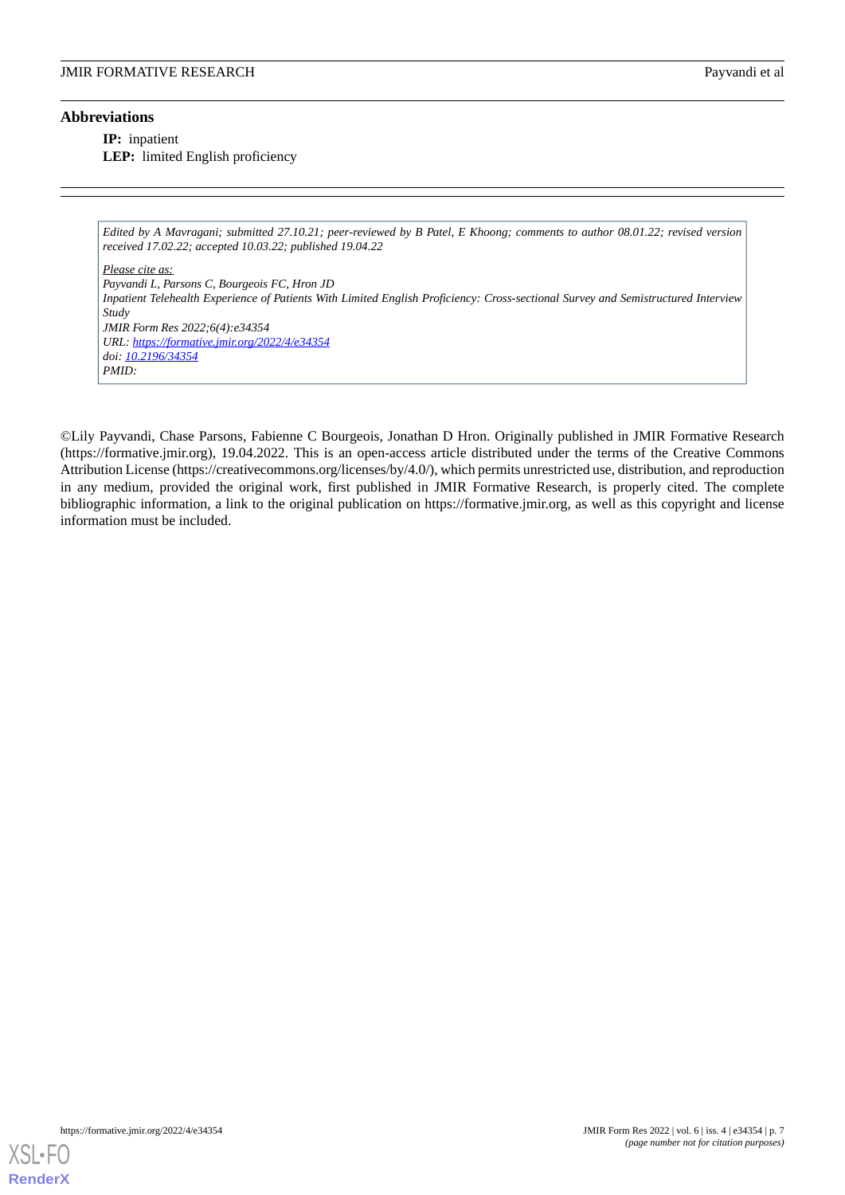## Abbreviations

**IP:** inpatient
**LEP:** limited English proficiency

---

*Edited by A Mavragani; submitted 27.10.21; peer-reviewed by B Patel, E Khoong; comments to author 08.01.22; revised version received 17.02.22; accepted 10.03.22; published 19.04.22*

*Please cite as:*
*Payvandi L, Parsons C, Bourgeois FC, Hron JD*
*Inpatient Telehealth Experience of Patients With Limited English Proficiency: Cross-sectional Survey and Semistructured Interview Study*
*JMIR Form Res 2022;6(4):e34354*
*URL: https://formative.jmir.org/2022/4/e34354*
*doi: 10.2196/34354*
*PMID:*

©Lily Payvandi, Chase Parsons, Fabienne C Bourgeois, Jonathan D Hron. Originally published in JMIR Formative Research (https://formative.jmir.org), 19.04.2022. This is an open-access article distributed under the terms of the Creative Commons Attribution License (https://creativecommons.org/licenses/by/4.0/), which permits unrestricted use, distribution, and reproduction in any medium, provided the original work, first published in JMIR Formative Research, is properly cited. The complete bibliographic information, a link to the original publication on https://formative.jmir.org, as well as this copyright and license information must be included.